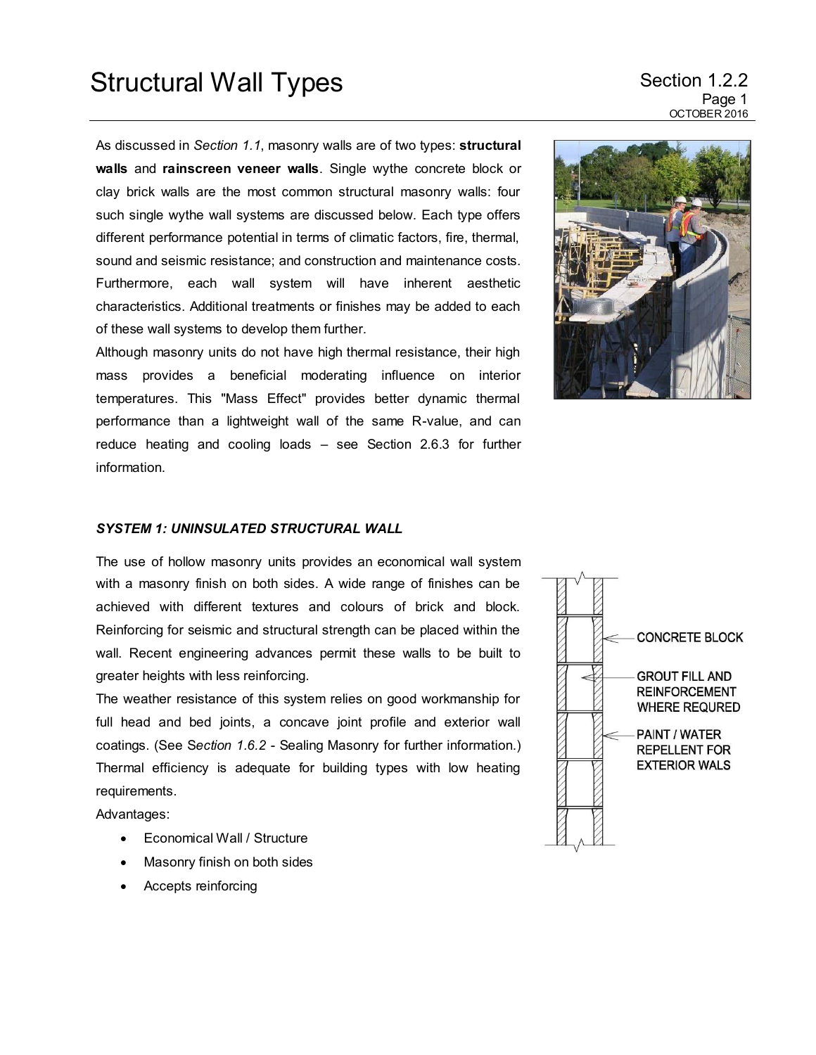# Structural Wall Types

As discussed in *Section 1.1*, masonry walls are of two types: **structural walls** and **rainscreen veneer walls**. Single wythe concrete block or clay brick walls are the most common structural masonry walls: four such single wythe wall systems are discussed below. Each type offers different performance potential in terms of climatic factors, fire, thermal, sound and seismic resistance; and construction and maintenance costs. Furthermore, each wall system will have inherent aesthetic characteristics. Additional treatments or finishes may be added to each of these wall systems to develop them further.

Although masonry units do not have high thermal resistance, their high mass provides a beneficial moderating influence on interior temperatures. This "Mass Effect" provides better dynamic thermal performance than a lightweight wall of the same R-value, and can reduce heating and cooling loads – see Section 2.6.3 for further information.

### *SYSTEM 1: UNINSULATED STRUCTURAL WALL*

The use of hollow masonry units provides an economical wall system with a masonry finish on both sides. A wide range of finishes can be achieved with different textures and colours of brick and block. Reinforcing for seismic and structural strength can be placed within the wall. Recent engineering advances permit these walls to be built to greater heights with less reinforcing.

The weather resistance of this system relies on good workmanship for full head and bed joints, a concave joint profile and exterior wall coatings. (See S*ection 1.6.2* - Sealing Masonry for further information.) Thermal efficiency is adequate for building types with low heating requirements.

CONCRETE BLOCK

GROUT FILL AND REINFORCEMENT WHERE REQURED

PAINT / WATER REPELLENT FOR EXTERIOR WALS

Advantages:

- Economical Wall / Structure
- Masonry finish on both sides
- Accepts reinforcing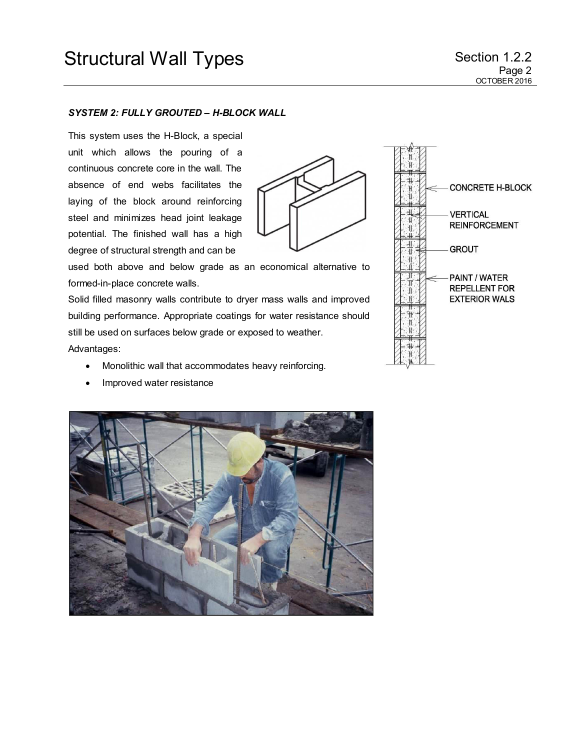### *SYSTEM 2: FULLY GROUTED – H-BLOCK WALL*

This system uses the H-Block, a special unit which allows the pouring of a continuous concrete core in the wall. The absence of end webs facilitates the laying of the block around reinforcing steel and minimizes head joint leakage potential. The finished wall has a high degree of structural strength and can be used both above and below grade as an economical alternative to formed-in-place concrete walls.

Solid filled masonry walls contribute to dryer mass walls and improved building performance. Appropriate coatings for water resistance should still be used on surfaces below grade or exposed to weather.

Advantages:

- Monolithic wall that accommodates heavy reinforcing.
- Improved water resistance

CONCRETE H-BLOCK

VERTICAL REINFORCEMENT

GROUT

PAINT / WATER REPELLENT FOR EXTERIOR WALS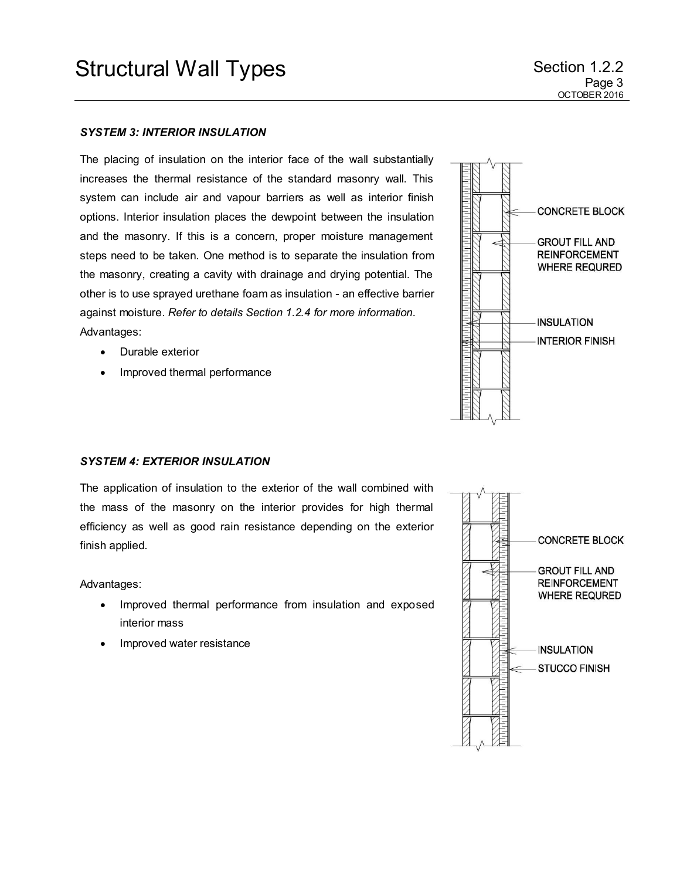# Structural Wall Types

Section 1.2.2

### *SYSTEM 3: INTERIOR INSULATION*

The placing of insulation on the interior face of the wall substantially increases the thermal resistance of the standard masonry wall. This system can include air and vapour barriers as well as interior finish options. Interior insulation places the dewpoint between the insulation and the masonry. If this is a concern, proper moisture management steps need to be taken. One method is to separate the insulation from the masonry, creating a cavity with drainage and drying potential. The other is to use sprayed urethane foam as insulation - an effective barrier against moisture. *Refer to details Section 1.2.4 for more information.*

Advantages:

- Durable exterior
- Improved thermal performance

CONCRETE BLOCK

GROUT FILL AND REINFORCEMENT WHERE REQURED

INSULATION

INTERIOR FINISH

### *SYSTEM 4: EXTERIOR INSULATION*

The application of insulation to the exterior of the wall combined with the mass of the masonry on the interior provides for high thermal efficiency as well as good rain resistance depending on the exterior finish applied.

Advantages:

- Improved thermal performance from insulation and exposed interior mass
- Improved water resistance

CONCRETE BLOCK

GROUT FILL AND REINFORCEMENT WHERE REQURED

INSULATION

STUCCO FINISH